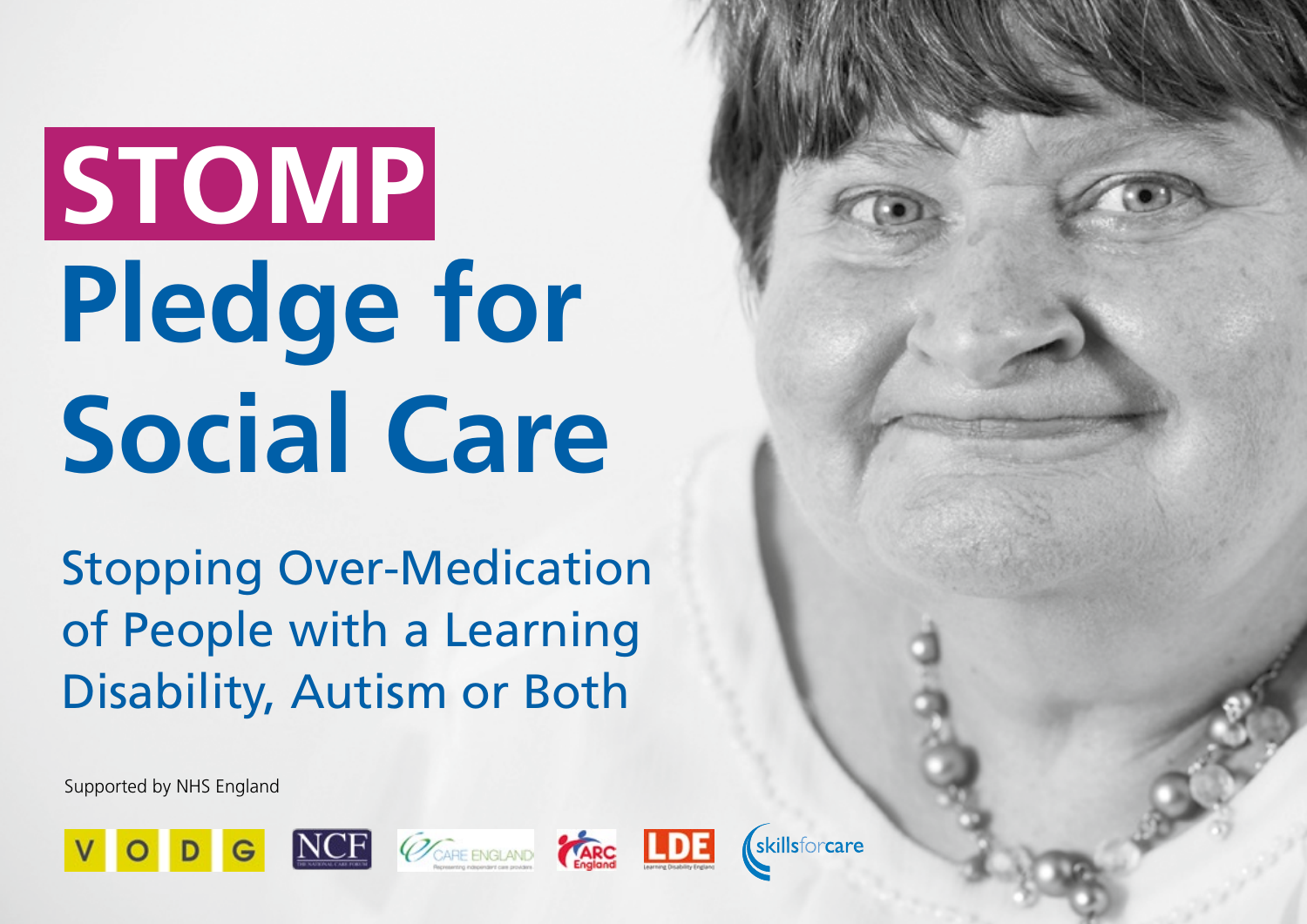# STOMP

# Pledge for Social Care

## Stopping Over-Medication of People with a Learning Disability, Autism or Both

Supported by NHS England

VODG NCF CARE ENGLAND ARC England LDE skillsforcare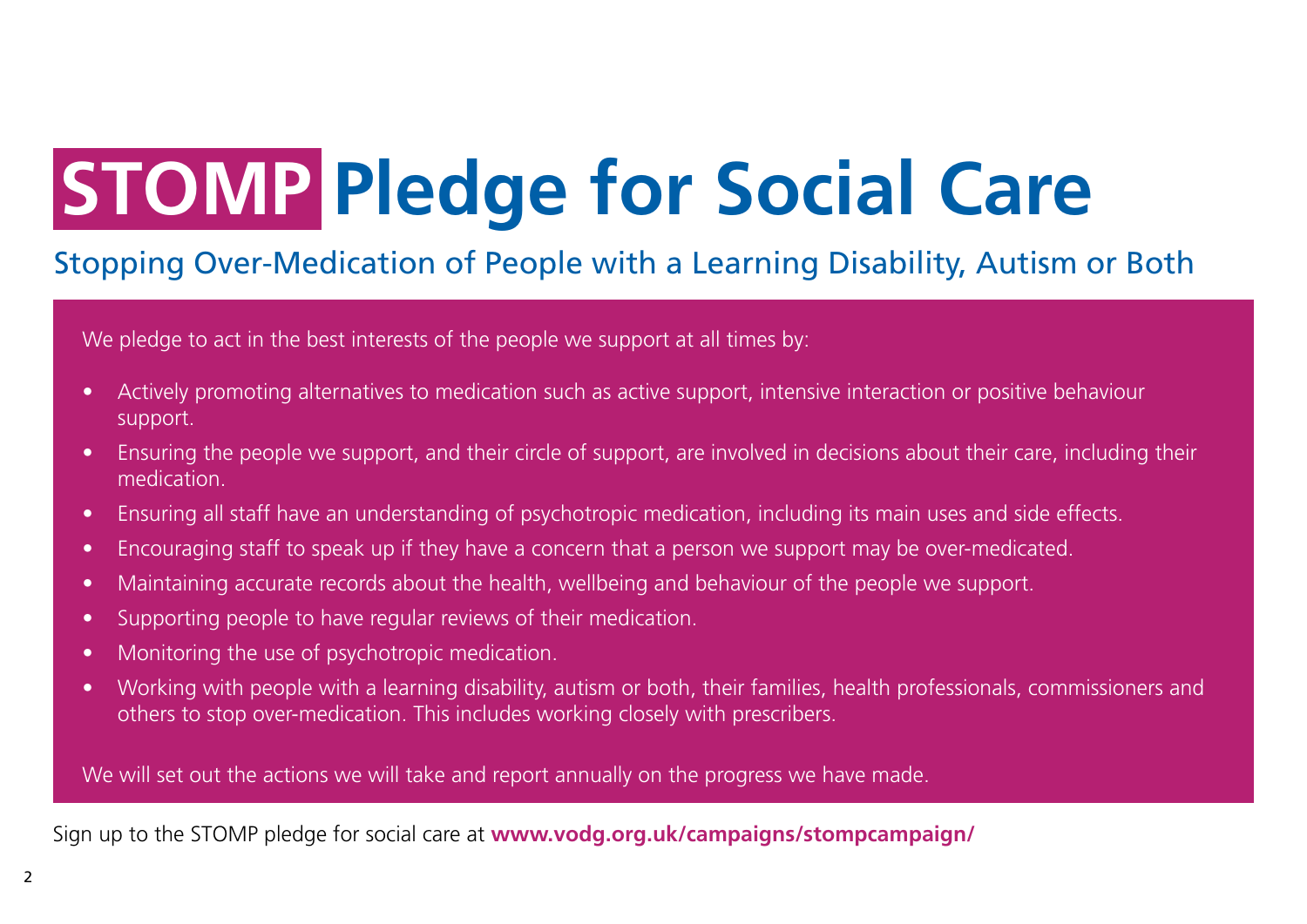# STOMP Pledge for Social Care

## Stopping Over-Medication of People with a Learning Disability, Autism or Both

We pledge to act in the best interests of the people we support at all times by:

- Actively promoting alternatives to medication such as active support, intensive interaction or positive behaviour support.
- Ensuring the people we support, and their circle of support, are involved in decisions about their care, including their medication.
- Ensuring all staff have an understanding of psychotropic medication, including its main uses and side effects.
- Encouraging staff to speak up if they have a concern that a person we support may be over-medicated.
- Maintaining accurate records about the health, wellbeing and behaviour of the people we support.
- Supporting people to have regular reviews of their medication.
- Monitoring the use of psychotropic medication.
- Working with people with a learning disability, autism or both, their families, health professionals, commissioners and others to stop over-medication. This includes working closely with prescribers.

We will set out the actions we will take and report annually on the progress we have made.

Sign up to the STOMP pledge for social care at **www.vodg.org.uk/campaigns/stompcampaign/**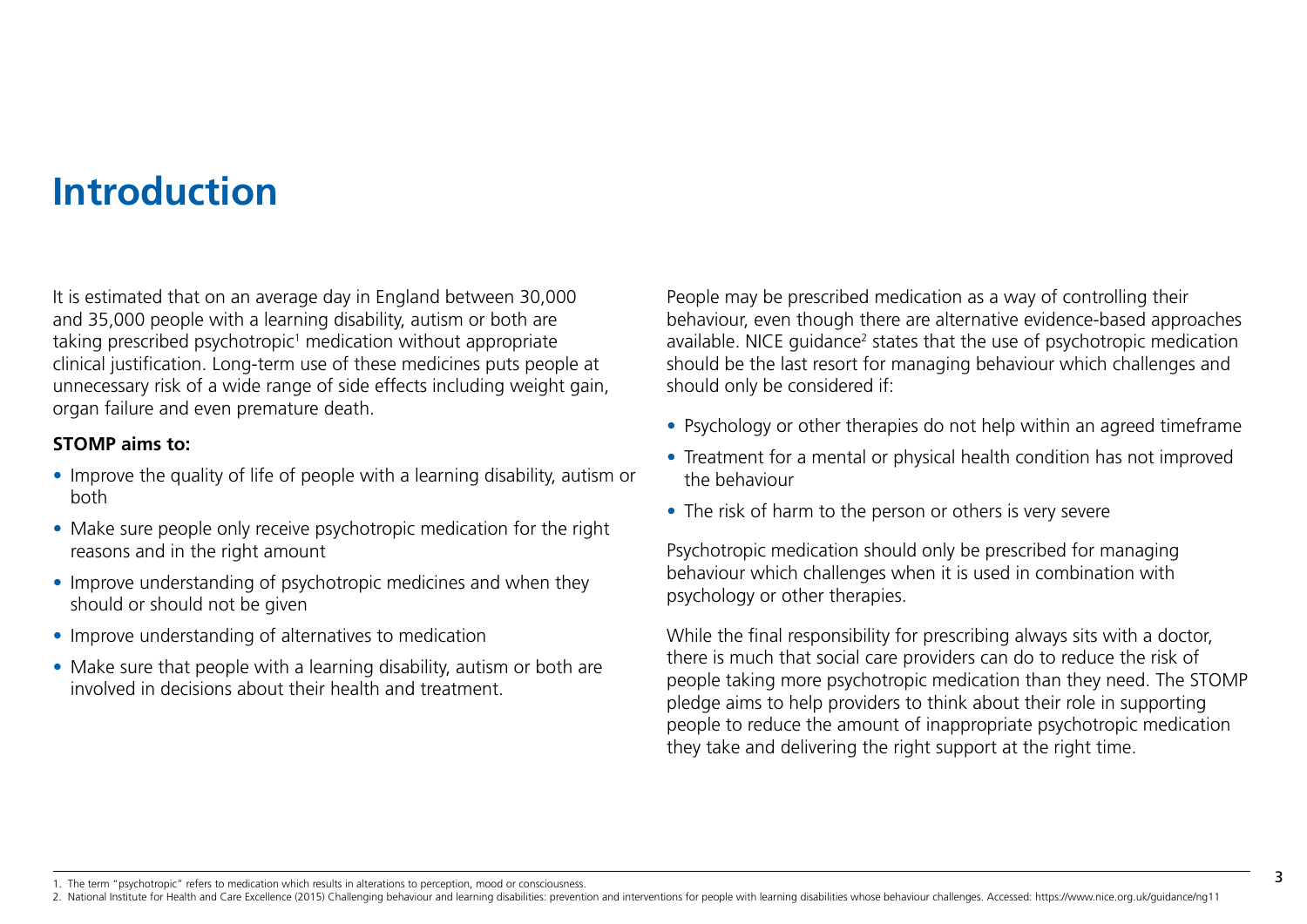# Introduction

It is estimated that on an average day in England between 30,000 and 35,000 people with a learning disability, autism or both are taking prescribed psychotropic[1] medication without appropriate clinical justification. Long-term use of these medicines puts people at unnecessary risk of a wide range of side effects including weight gain, organ failure and even premature death.

**STOMP aims to:**

- Improve the quality of life of people with a learning disability, autism or both
- Make sure people only receive psychotropic medication for the right reasons and in the right amount
- Improve understanding of psychotropic medicines and when they should or should not be given
- Improve understanding of alternatives to medication
- Make sure that people with a learning disability, autism or both are involved in decisions about their health and treatment.

People may be prescribed medication as a way of controlling their behaviour, even though there are alternative evidence-based approaches available. NICE guidance[2] states that the use of psychotropic medication should be the last resort for managing behaviour which challenges and should only be considered if:

- Psychology or other therapies do not help within an agreed timeframe
- Treatment for a mental or physical health condition has not improved the behaviour
- The risk of harm to the person or others is very severe

Psychotropic medication should only be prescribed for managing behaviour which challenges when it is used in combination with psychology or other therapies.

While the final responsibility for prescribing always sits with a doctor, there is much that social care providers can do to reduce the risk of people taking more psychotropic medication than they need. The STOMP pledge aims to help providers to think about their role in supporting people to reduce the amount of inappropriate psychotropic medication they take and delivering the right support at the right time.

1. The term "psychotropic" refers to medication which results in alterations to perception, mood or consciousness.
2. National Institute for Health and Care Excellence (2015) Challenging behaviour and learning disabilities: prevention and interventions for people with learning disabilities whose behaviour challenges. Accessed: https://www.nice.org.uk/guidance/ng11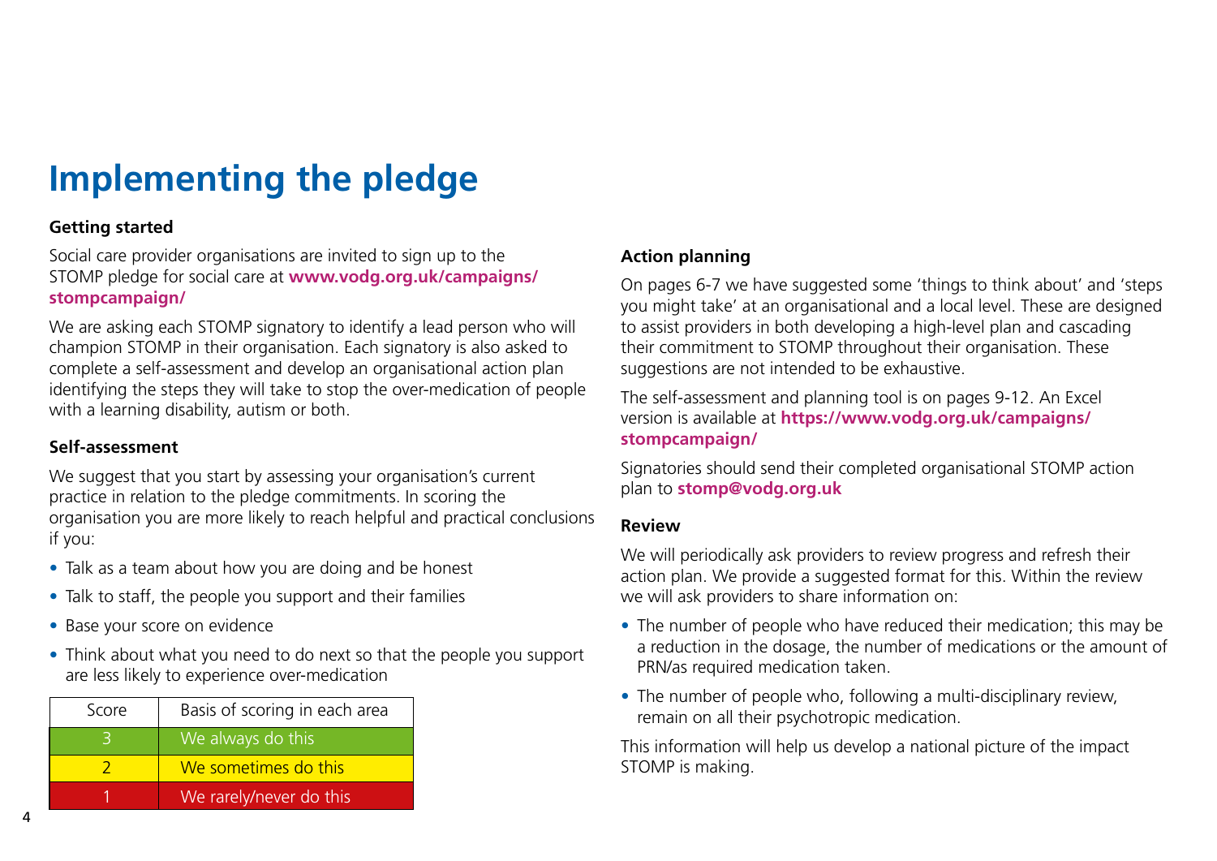# Implementing the pledge

### Getting started

Social care provider organisations are invited to sign up to the STOMP pledge for social care at **www.vodg.org.uk/campaigns/stompcampaign/**

We are asking each STOMP signatory to identify a lead person who will champion STOMP in their organisation. Each signatory is also asked to complete a self-assessment and develop an organisational action plan identifying the steps they will take to stop the over-medication of people with a learning disability, autism or both.

### Self-assessment

We suggest that you start by assessing your organisation's current practice in relation to the pledge commitments. In scoring the organisation you are more likely to reach helpful and practical conclusions if you:

- Talk as a team about how you are doing and be honest
- Talk to staff, the people you support and their families
- Base your score on evidence
- Think about what you need to do next so that the people you support are less likely to experience over-medication

| Score | Basis of scoring in each area |
|---|---|
| 3 | We always do this |
| 2 | We sometimes do this |
| 1 | We rarely/never do this |

### Action planning

On pages 6-7 we have suggested some 'things to think about' and 'steps you might take' at an organisational and a local level. These are designed to assist providers in both developing a high-level plan and cascading their commitment to STOMP throughout their organisation. These suggestions are not intended to be exhaustive.

The self-assessment and planning tool is on pages 9-12. An Excel version is available at **https://www.vodg.org.uk/campaigns/stompcampaign/**

Signatories should send their completed organisational STOMP action plan to **stomp@vodg.org.uk**

### Review

We will periodically ask providers to review progress and refresh their action plan. We provide a suggested format for this. Within the review we will ask providers to share information on:

- The number of people who have reduced their medication; this may be a reduction in the dosage, the number of medications or the amount of PRN/as required medication taken.
- The number of people who, following a multi-disciplinary review, remain on all their psychotropic medication.

This information will help us develop a national picture of the impact STOMP is making.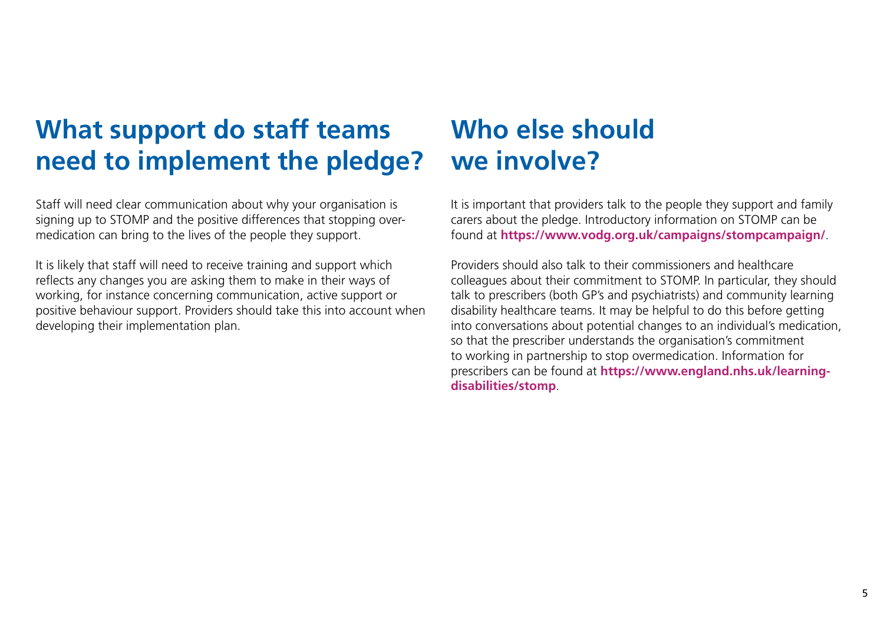## What support do staff teams need to implement the pledge?

Staff will need clear communication about why your organisation is signing up to STOMP and the positive differences that stopping over-medication can bring to the lives of the people they support.

It is likely that staff will need to receive training and support which reflects any changes you are asking them to make in their ways of working, for instance concerning communication, active support or positive behaviour support. Providers should take this into account when developing their implementation plan.

## Who else should we involve?

It is important that providers talk to the people they support and family carers about the pledge. Introductory information on STOMP can be found at **https://www.vodg.org.uk/campaigns/stompcampaign/**.

Providers should also talk to their commissioners and healthcare colleagues about their commitment to STOMP. In particular, they should talk to prescribers (both GP's and psychiatrists) and community learning disability healthcare teams. It may be helpful to do this before getting into conversations about potential changes to an individual's medication, so that the prescriber understands the organisation's commitment to working in partnership to stop overmedication. Information for prescribers can be found at **https://www.england.nhs.uk/learning-disabilities/stomp**.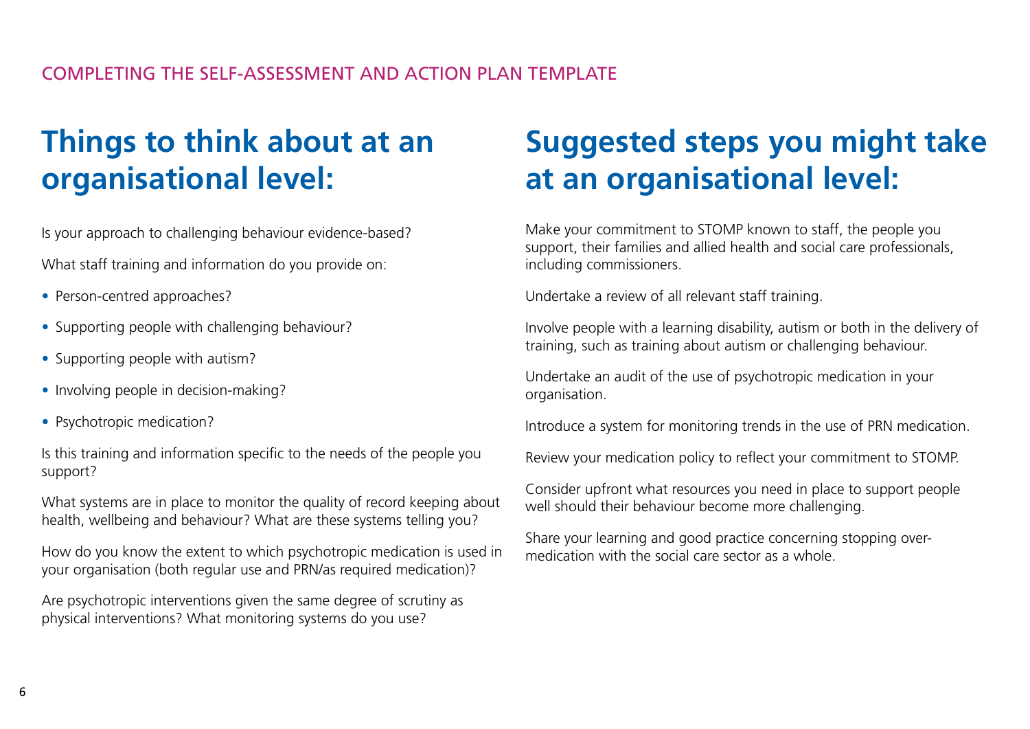COMPLETING THE SELF-ASSESSMENT AND ACTION PLAN TEMPLATE

## Things to think about at an organisational level:

Is your approach to challenging behaviour evidence-based?

What staff training and information do you provide on:

- Person-centred approaches?
- Supporting people with challenging behaviour?
- Supporting people with autism?
- Involving people in decision-making?
- Psychotropic medication?

Is this training and information specific to the needs of the people you support?

What systems are in place to monitor the quality of record keeping about health, wellbeing and behaviour? What are these systems telling you?

How do you know the extent to which psychotropic medication is used in your organisation (both regular use and PRN/as required medication)?

Are psychotropic interventions given the same degree of scrutiny as physical interventions? What monitoring systems do you use?

## Suggested steps you might take at an organisational level:

Make your commitment to STOMP known to staff, the people you support, their families and allied health and social care professionals, including commissioners.

Undertake a review of all relevant staff training.

Involve people with a learning disability, autism or both in the delivery of training, such as training about autism or challenging behaviour.

Undertake an audit of the use of psychotropic medication in your organisation.

Introduce a system for monitoring trends in the use of PRN medication.

Review your medication policy to reflect your commitment to STOMP.

Consider upfront what resources you need in place to support people well should their behaviour become more challenging.

Share your learning and good practice concerning stopping over-medication with the social care sector as a whole.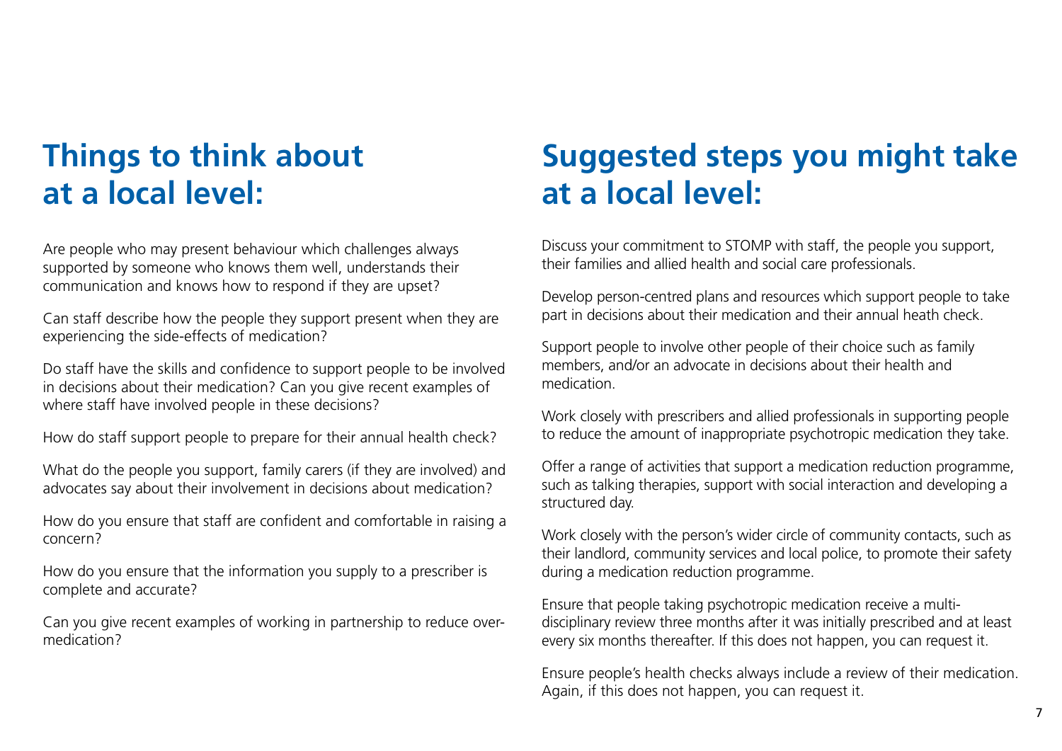## Things to think about at a local level:

Are people who may present behaviour which challenges always supported by someone who knows them well, understands their communication and knows how to respond if they are upset?

Can staff describe how the people they support present when they are experiencing the side-effects of medication?

Do staff have the skills and confidence to support people to be involved in decisions about their medication? Can you give recent examples of where staff have involved people in these decisions?

How do staff support people to prepare for their annual health check?

What do the people you support, family carers (if they are involved) and advocates say about their involvement in decisions about medication?

How do you ensure that staff are confident and comfortable in raising a concern?

How do you ensure that the information you supply to a prescriber is complete and accurate?

Can you give recent examples of working in partnership to reduce over-medication?

## Suggested steps you might take at a local level:

Discuss your commitment to STOMP with staff, the people you support, their families and allied health and social care professionals.

Develop person-centred plans and resources which support people to take part in decisions about their medication and their annual heath check.

Support people to involve other people of their choice such as family members, and/or an advocate in decisions about their health and medication.

Work closely with prescribers and allied professionals in supporting people to reduce the amount of inappropriate psychotropic medication they take.

Offer a range of activities that support a medication reduction programme, such as talking therapies, support with social interaction and developing a structured day.

Work closely with the person's wider circle of community contacts, such as their landlord, community services and local police, to promote their safety during a medication reduction programme.

Ensure that people taking psychotropic medication receive a multi-disciplinary review three months after it was initially prescribed and at least every six months thereafter. If this does not happen, you can request it.

Ensure people's health checks always include a review of their medication. Again, if this does not happen, you can request it.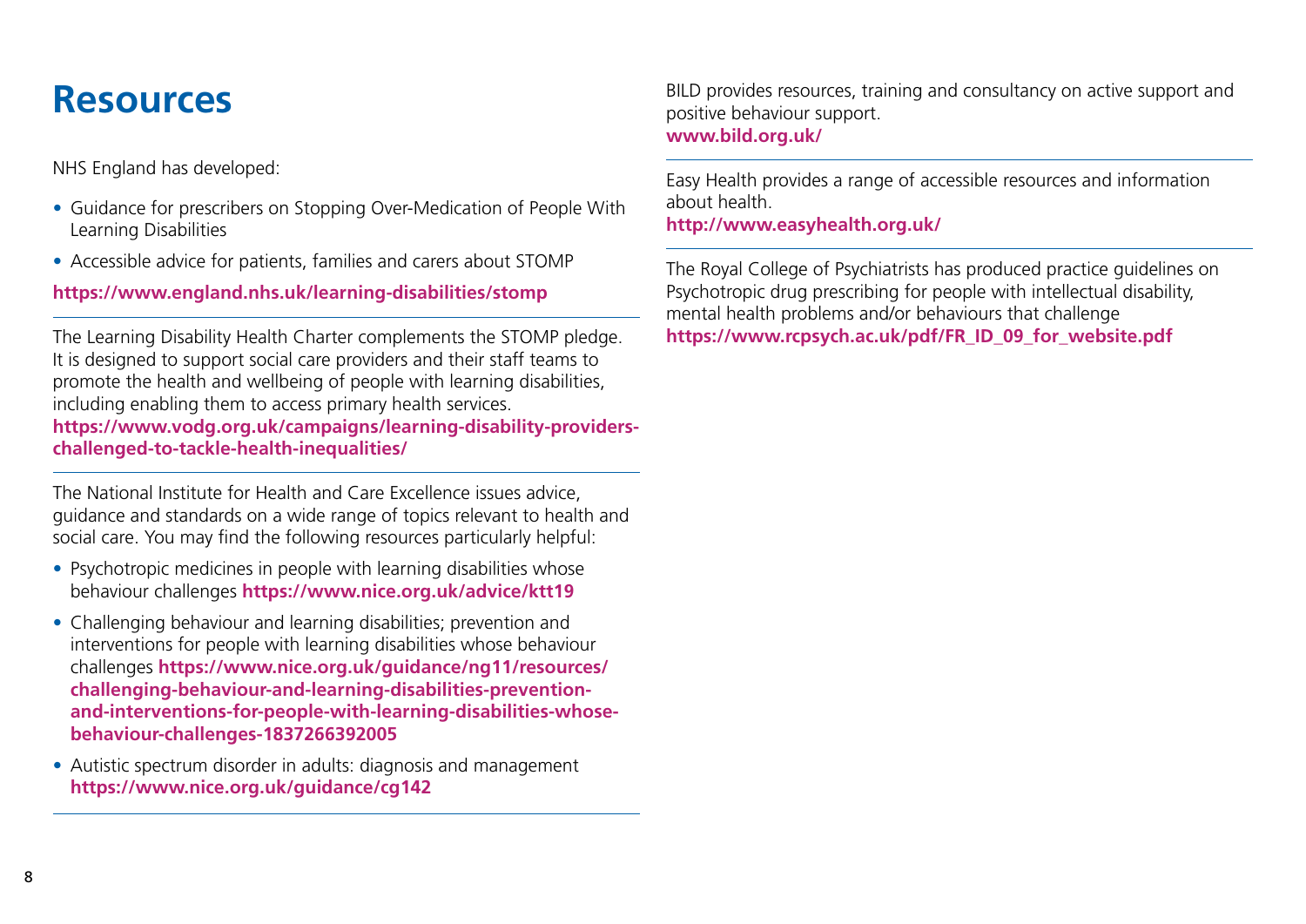# Resources

NHS England has developed:

- Guidance for prescribers on Stopping Over-Medication of People With Learning Disabilities
- Accessible advice for patients, families and carers about STOMP

**https://www.england.nhs.uk/learning-disabilities/stomp**

---

The Learning Disability Health Charter complements the STOMP pledge. It is designed to support social care providers and their staff teams to promote the health and wellbeing of people with learning disabilities, including enabling them to access primary health services.
**https://www.vodg.org.uk/campaigns/learning-disability-providers-challenged-to-tackle-health-inequalities/**

---

The National Institute for Health and Care Excellence issues advice, guidance and standards on a wide range of topics relevant to health and social care. You may find the following resources particularly helpful:

- Psychotropic medicines in people with learning disabilities whose behaviour challenges **https://www.nice.org.uk/advice/ktt19**
- Challenging behaviour and learning disabilities; prevention and interventions for people with learning disabilities whose behaviour challenges **https://www.nice.org.uk/guidance/ng11/resources/challenging-behaviour-and-learning-disabilities-prevention-and-interventions-for-people-with-learning-disabilities-whose-behaviour-challenges-1837266392005**
- Autistic spectrum disorder in adults: diagnosis and management **https://www.nice.org.uk/guidance/cg142**

---

BILD provides resources, training and consultancy on active support and positive behaviour support.
**www.bild.org.uk/**

---

Easy Health provides a range of accessible resources and information about health.
**http://www.easyhealth.org.uk/**

---

The Royal College of Psychiatrists has produced practice guidelines on Psychotropic drug prescribing for people with intellectual disability, mental health problems and/or behaviours that challenge
**https://www.rcpsych.ac.uk/pdf/FR_ID_09_for_website.pdf**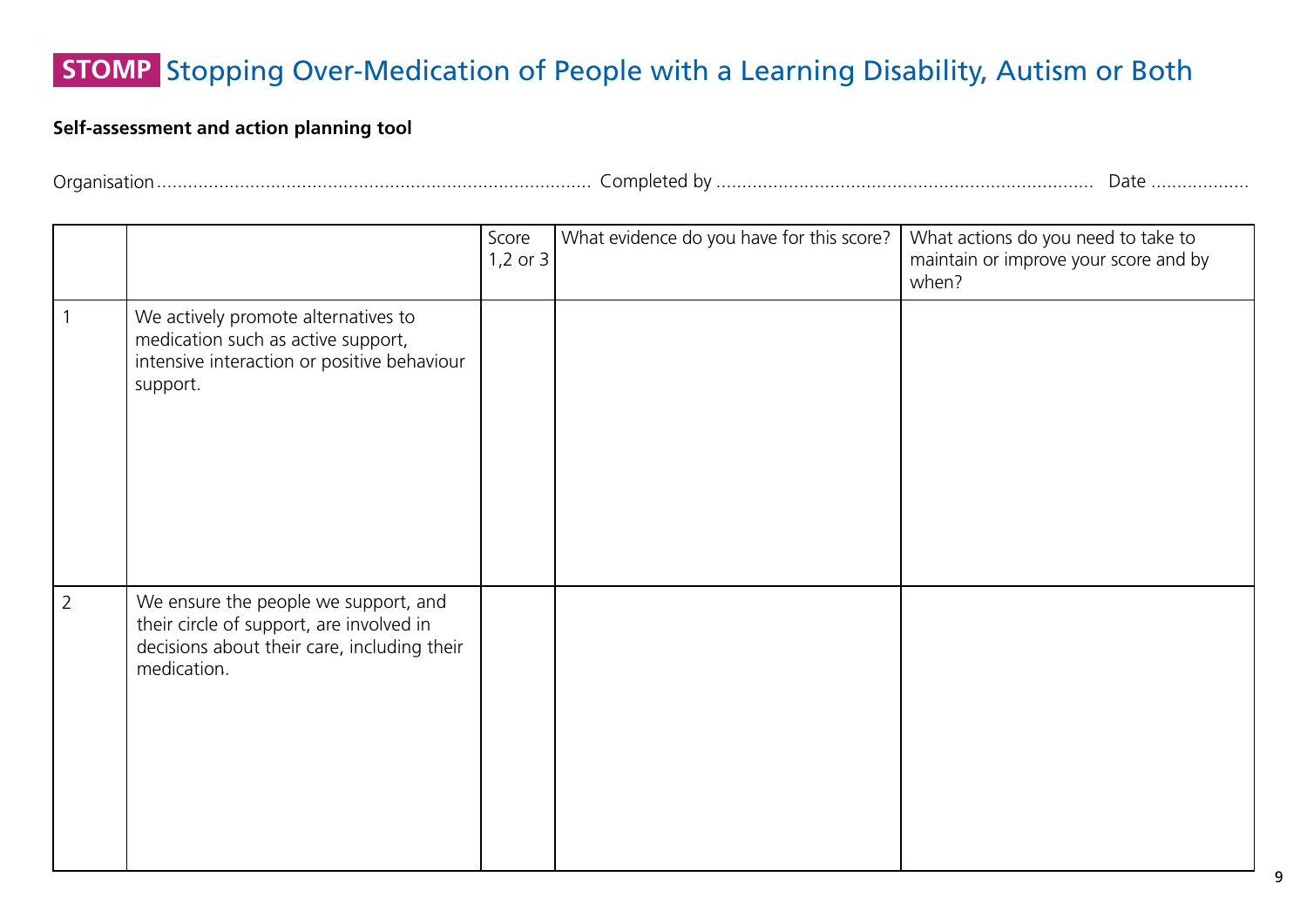# STOMP Stopping Over-Medication of People with a Learning Disability, Autism or Both

**Self-assessment and action planning tool**

Organisation.................................................................................. Completed by ........................................................................ Date ..................

| | | Score 1,2 or 3 | What evidence do you have for this score? | What actions do you need to take to maintain or improve your score and by when? |
|---|---|---|---|---|
| 1 | We actively promote alternatives to medication such as active support, intensive interaction or positive behaviour support. | | | |
| 2 | We ensure the people we support, and their circle of support, are involved in decisions about their care, including their medication. | | | |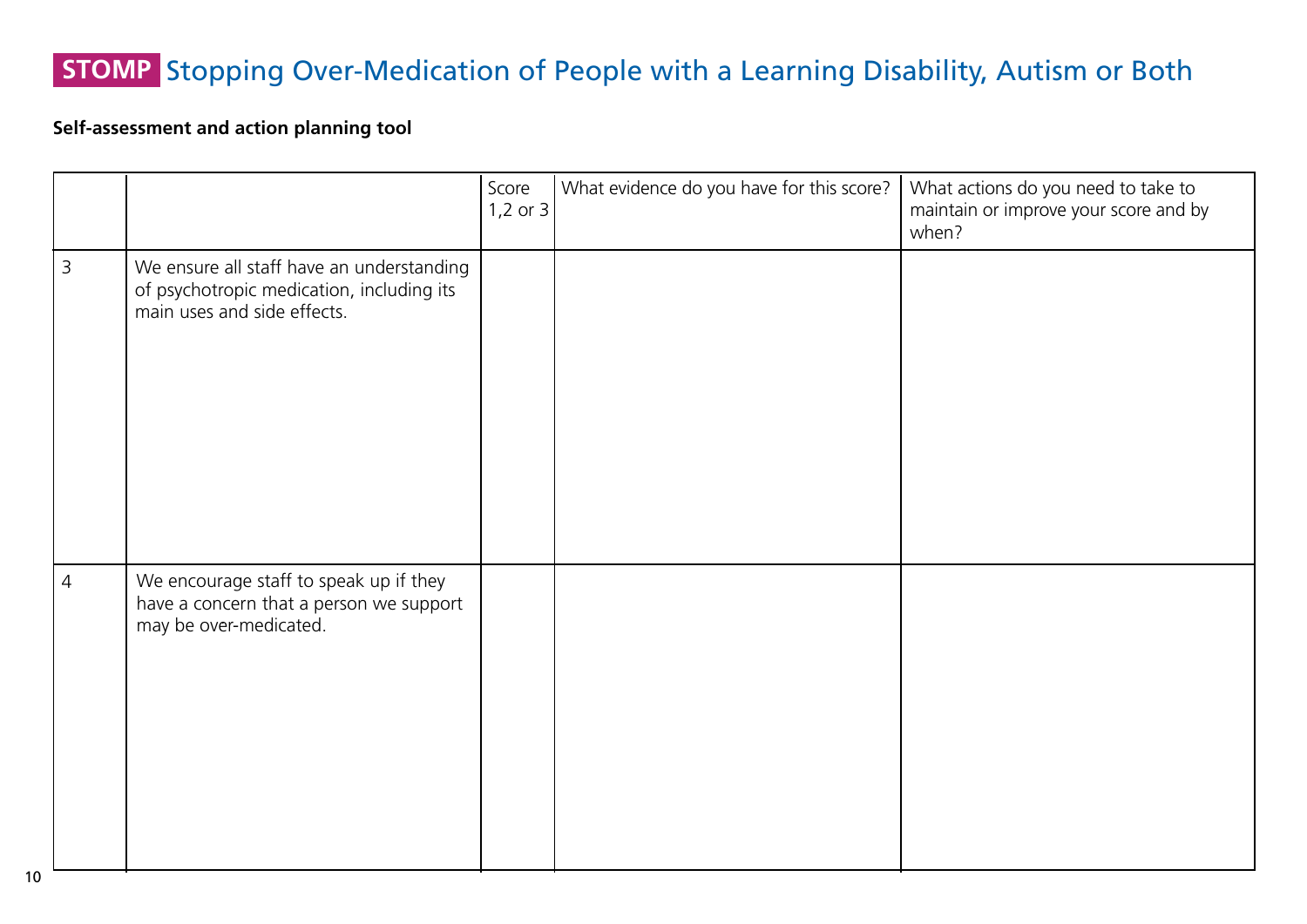# STOMP Stopping Over-Medication of People with a Learning Disability, Autism or Both

**Self-assessment and action planning tool**

| | | Score 1,2 or 3 | What evidence do you have for this score? | What actions do you need to take to maintain or improve your score and by when? |
|---|---|---|---|---|
| 3 | We ensure all staff have an understanding of psychotropic medication, including its main uses and side effects. | | | |
| 4 | We encourage staff to speak up if they have a concern that a person we support may be over-medicated. | | | |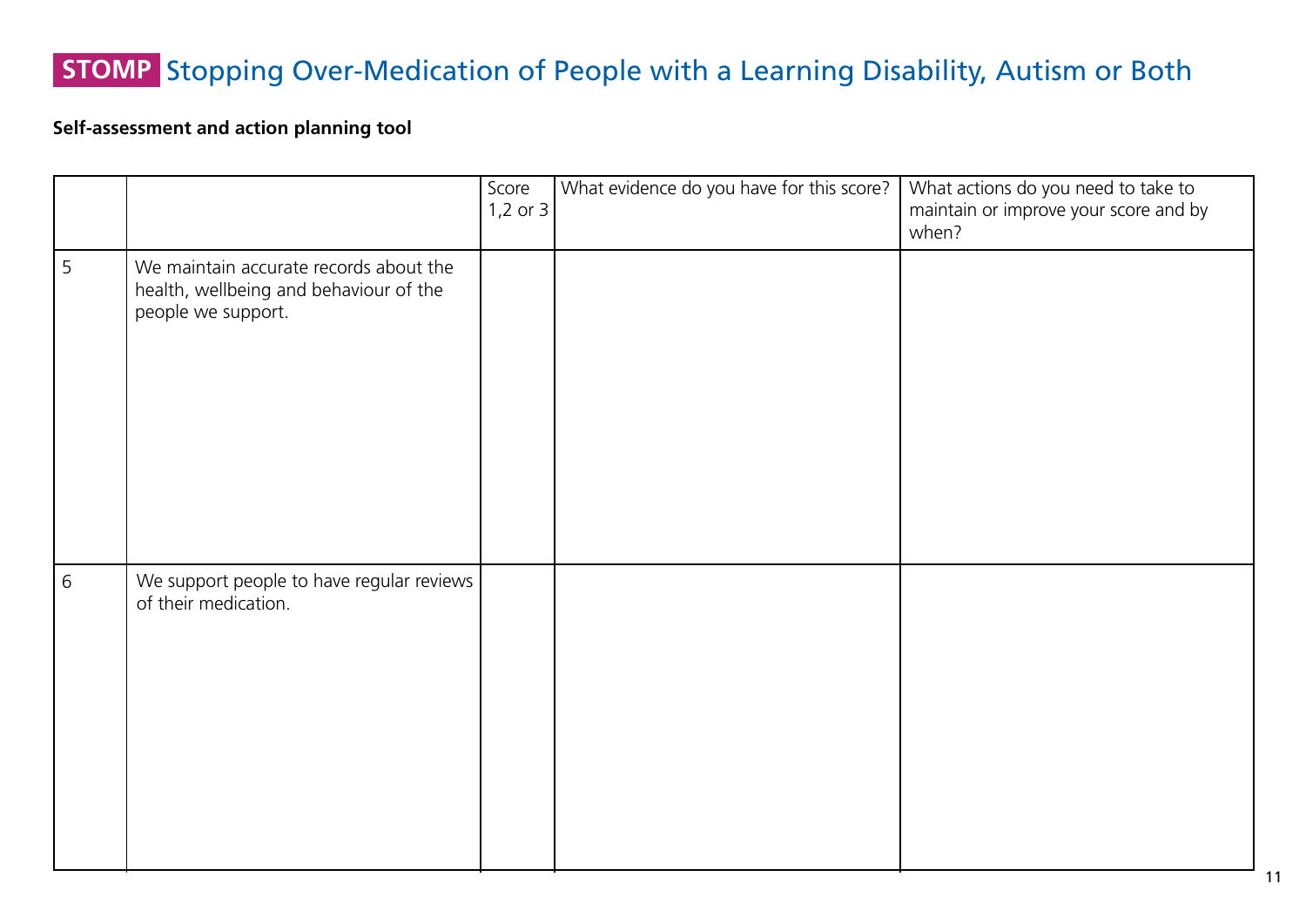# **STOMP** Stopping Over-Medication of People with a Learning Disability, Autism or Both

**Self-assessment and action planning tool**

| | | Score 1,2 or 3 | What evidence do you have for this score? | What actions do you need to take to maintain or improve your score and by when? |
|---|---|---|---|---|
| 5 | We maintain accurate records about the health, wellbeing and behaviour of the people we support. | | | |
| 6 | We support people to have regular reviews of their medication. | | | |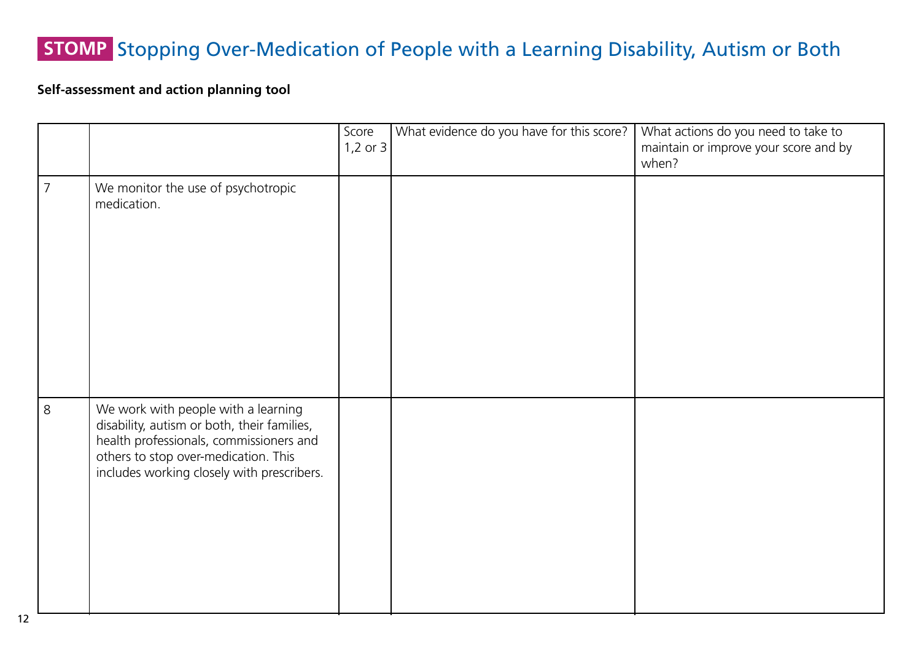# STOMP Stopping Over-Medication of People with a Learning Disability, Autism or Both

**Self-assessment and action planning tool**

| | | Score 1,2 or 3 | What evidence do you have for this score? | What actions do you need to take to maintain or improve your score and by when? |
|---|---|---|---|---|
| 7 | We monitor the use of psychotropic medication. | | | |
| 8 | We work with people with a learning disability, autism or both, their families, health professionals, commissioners and others to stop over-medication. This includes working closely with prescribers. | | | |